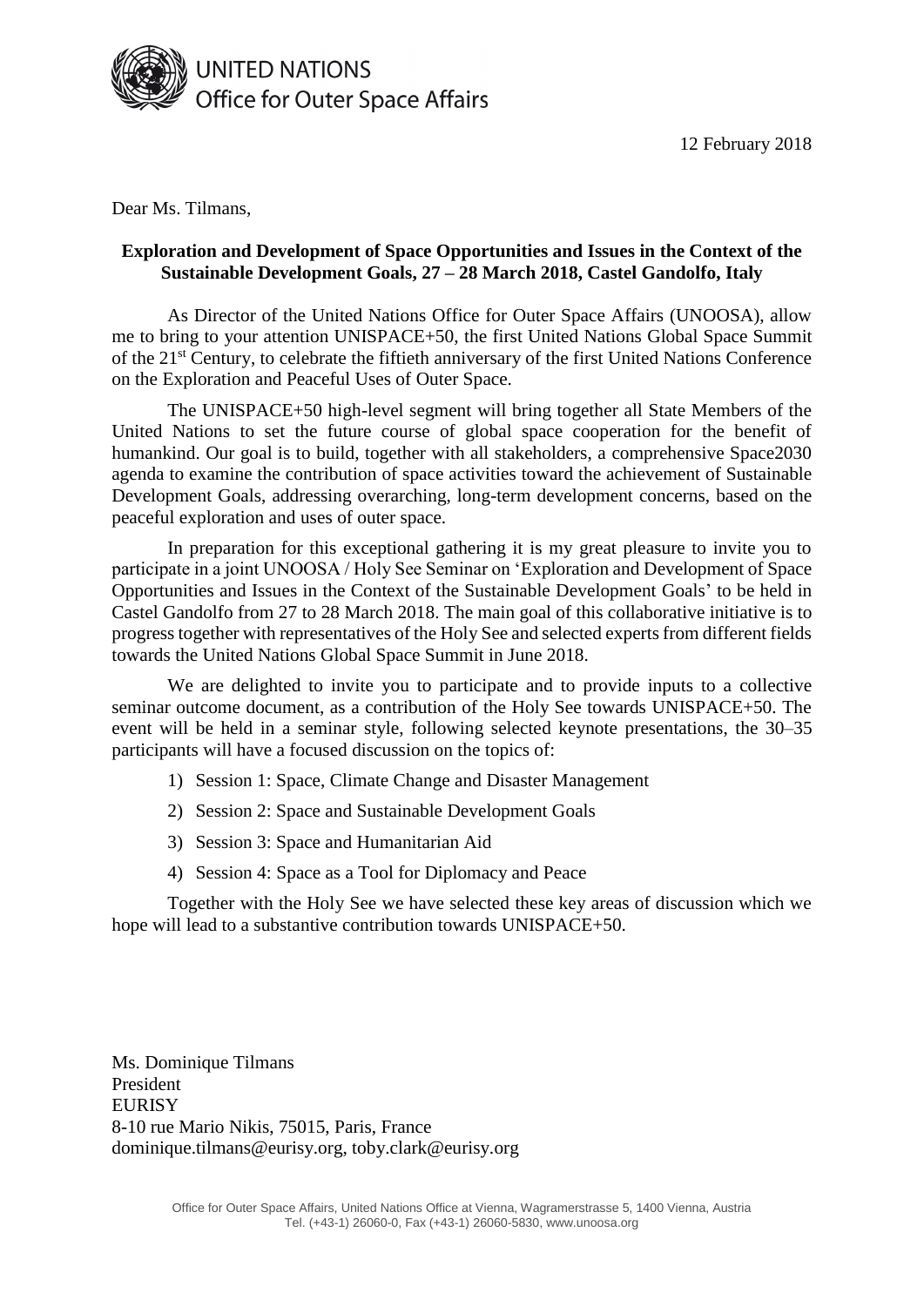UNITED NATIONS
Office for Outer Space Affairs

12 February 2018

Dear Ms. Tilmans,

**Exploration and Development of Space Opportunities and Issues in the Context of the Sustainable Development Goals, 27 – 28 March 2018, Castel Gandolfo, Italy**

As Director of the United Nations Office for Outer Space Affairs (UNOOSA), allow me to bring to your attention UNISPACE+50, the first United Nations Global Space Summit of the 21st Century, to celebrate the fiftieth anniversary of the first United Nations Conference on the Exploration and Peaceful Uses of Outer Space.

The UNISPACE+50 high-level segment will bring together all State Members of the United Nations to set the future course of global space cooperation for the benefit of humankind. Our goal is to build, together with all stakeholders, a comprehensive Space2030 agenda to examine the contribution of space activities toward the achievement of Sustainable Development Goals, addressing overarching, long-term development concerns, based on the peaceful exploration and uses of outer space.

In preparation for this exceptional gathering it is my great pleasure to invite you to participate in a joint UNOOSA / Holy See Seminar on 'Exploration and Development of Space Opportunities and Issues in the Context of the Sustainable Development Goals' to be held in Castel Gandolfo from 27 to 28 March 2018. The main goal of this collaborative initiative is to progress together with representatives of the Holy See and selected experts from different fields towards the United Nations Global Space Summit in June 2018.

We are delighted to invite you to participate and to provide inputs to a collective seminar outcome document, as a contribution of the Holy See towards UNISPACE+50. The event will be held in a seminar style, following selected keynote presentations, the 30–35 participants will have a focused discussion on the topics of:

1) Session 1: Space, Climate Change and Disaster Management
2) Session 2: Space and Sustainable Development Goals
3) Session 3: Space and Humanitarian Aid
4) Session 4: Space as a Tool for Diplomacy and Peace

Together with the Holy See we have selected these key areas of discussion which we hope will lead to a substantive contribution towards UNISPACE+50.

Ms. Dominique Tilmans
President
EURISY
8-10 rue Mario Nikis, 75015, Paris, France
dominique.tilmans@eurisy.org, toby.clark@eurisy.org

Office for Outer Space Affairs, United Nations Office at Vienna, Wagramerstrasse 5, 1400 Vienna, Austria
Tel. (+43-1) 26060-0, Fax (+43-1) 26060-5830, www.unoosa.org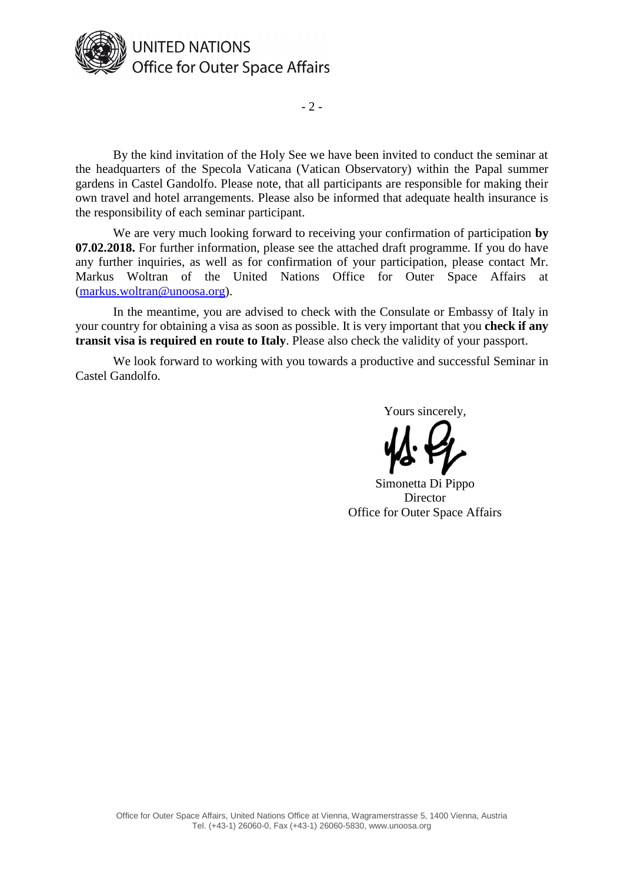By the kind invitation of the Holy See we have been invited to conduct the seminar at the headquarters of the Specola Vaticana (Vatican Observatory) within the Papal summer gardens in Castel Gandolfo. Please note, that all participants are responsible for making their own travel and hotel arrangements. Please also be informed that adequate health insurance is the responsibility of each seminar participant.

We are very much looking forward to receiving your confirmation of participation **by 07.02.2018.** For further information, please see the attached draft programme. If you do have any further inquiries, as well as for confirmation of your participation, please contact Mr. Markus Woltran of the United Nations Office for Outer Space Affairs at (markus.woltran@unoosa.org).

In the meantime, you are advised to check with the Consulate or Embassy of Italy in your country for obtaining a visa as soon as possible. It is very important that you **check if any transit visa is required en route to Italy**. Please also check the validity of your passport.

We look forward to working with you towards a productive and successful Seminar in Castel Gandolfo.

Yours sincerely,

Simonetta Di Pippo
Director
Office for Outer Space Affairs